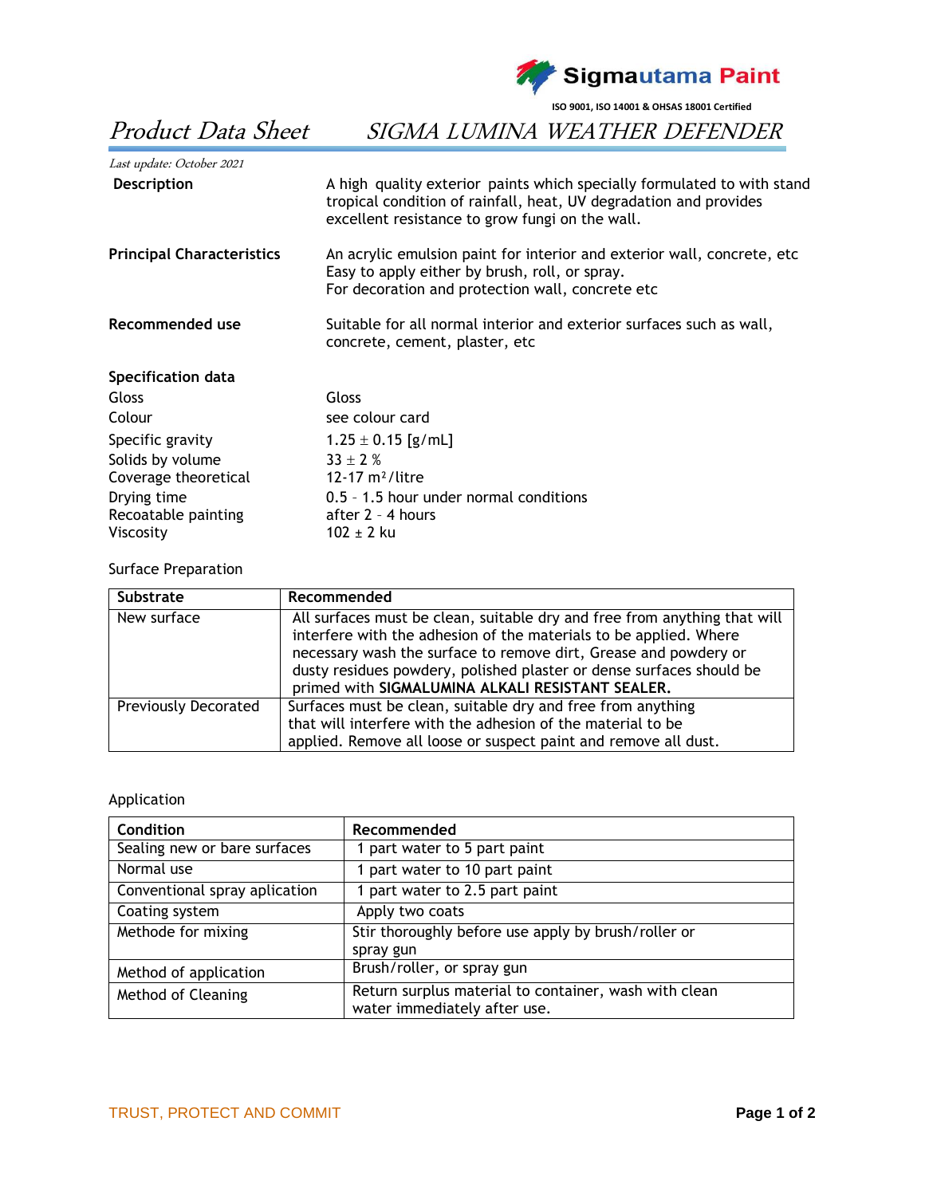Sigmautama Paint

ISO 9001, ISO 14001 & OHSAS 18001 Certified

# *Product Data Sheet* — *SIGMA LUMINA WEATHER DEFENDER*

*Last update: October 2021*

**Description**

A high quality exterior paints which specially formulated to with stand tropical condition of rainfall, heat, UV degradation and provides excellent resistance to grow fungi on the wall.

**Principal Characteristics**

An acrylic emulsion paint for interior and exterior wall, concrete, etc
Easy to apply either by brush, roll, or spray.
For decoration and protection wall, concrete etc

**Recommended use**

Suitable for all normal interior and exterior surfaces such as wall, concrete, cement, plaster, etc

**Specification data**

| | |
|---|---|
| Gloss | Gloss |
| Colour | see colour card |
| Specific gravity | $1.25 \pm 0.15$ [g/mL] |
| Solids by volume | $33 \pm 2$ % |
| Coverage theoretical | 12-17 $m^2$/litre |
| Drying time | 0.5 – 1.5 hour under normal conditions |
| Recoatable painting | after 2 – 4 hours |
| Viscosity | $102 \pm 2$ ku |

Surface Preparation

| Substrate | Recommended |
|---|---|
| New surface | All surfaces must be clean, suitable dry and free from anything that will interfere with the adhesion of the materials to be applied. Where necessary wash the surface to remove dirt, Grease and powdery or dusty residues powdery, polished plaster or dense surfaces should be primed with **SIGMALUMINA ALKALI RESISTANT SEALER.** |
| Previously Decorated | Surfaces must be clean, suitable dry and free from anything that will interfere with the adhesion of the material to be applied. Remove all loose or suspect paint and remove all dust. |

Application

| Condition | Recommended |
|---|---|
| Sealing new or bare surfaces | 1 part water to 5 part paint |
| Normal use | 1 part water to 10 part paint |
| Conventional spray aplication | 1 part water to 2.5 part paint |
| Coating system | Apply two coats |
| Methode for mixing | Stir thoroughly before use apply by brush/roller or spray gun |
| Method of application | Brush/roller, or spray gun |
| Method of Cleaning | Return surplus material to container, wash with clean water immediately after use. |

TRUST, PROTECT AND COMMIT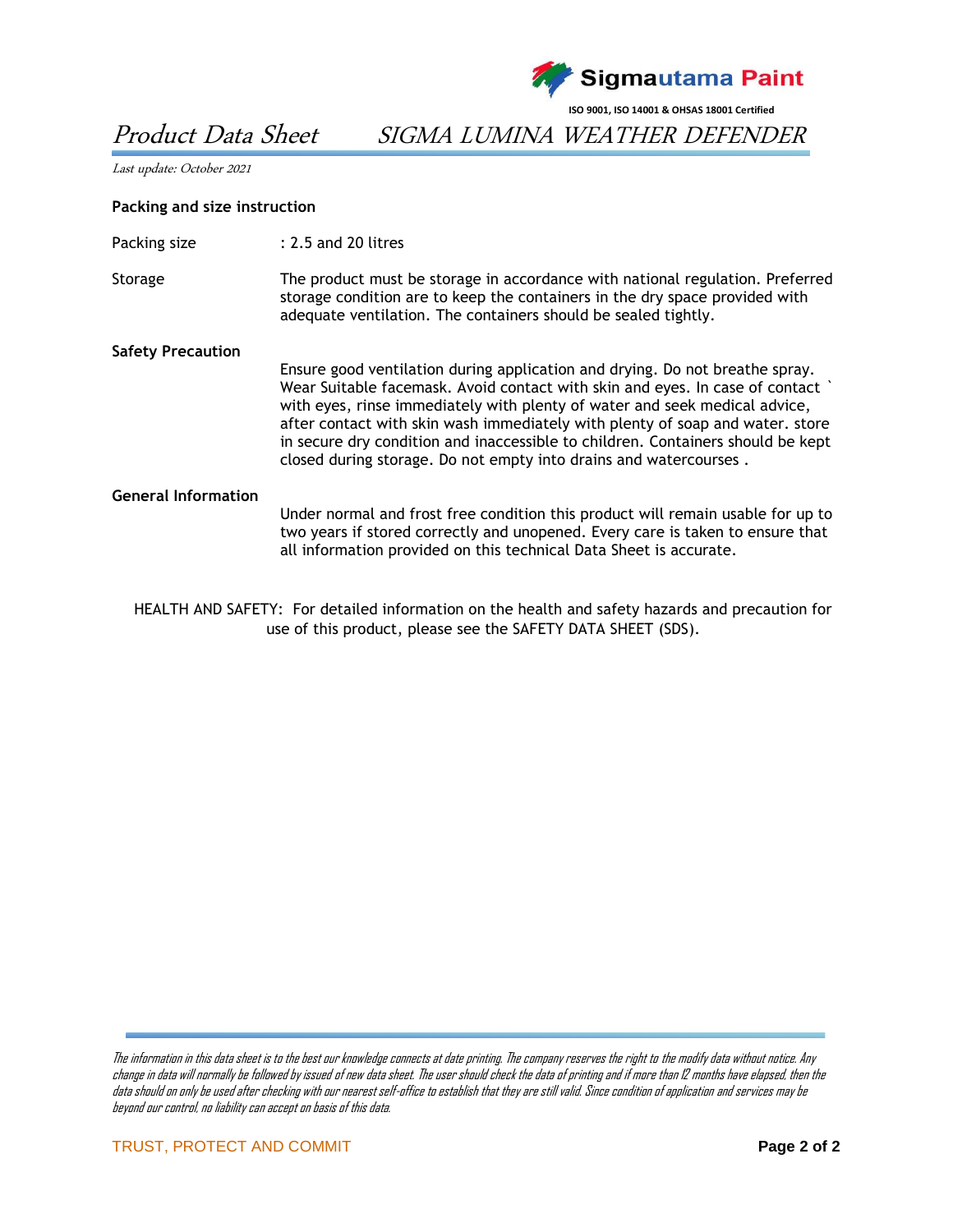## Packing and size instruction

| | |
|---|---|
| Packing size | : 2.5 and 20 litres |
| Storage | The product must be storage in accordance with national regulation. Preferred storage condition are to keep the containers in the dry space provided with adequate ventilation. The containers should be sealed tightly. |

**Safety Precaution**

Ensure good ventilation during application and drying. Do not breathe spray. Wear Suitable facemask. Avoid contact with skin and eyes. In case of contact ` with eyes, rinse immediately with plenty of water and seek medical advice, after contact with skin wash immediately with plenty of soap and water. store in secure dry condition and inaccessible to children. Containers should be kept closed during storage. Do not empty into drains and watercourses .

**General Information**

Under normal and frost free condition this product will remain usable for up to two years if stored correctly and unopened. Every care is taken to ensure that all information provided on this technical Data Sheet is accurate.

HEALTH AND SAFETY: For detailed information on the health and safety hazards and precaution for use of this product, please see the SAFETY DATA SHEET (SDS).

*The information in this data sheet is to the best our knowledge connects at date printing. The company reserves the right to the modify data without notice. Any change in data will normally be followed by issued of new data sheet. The user should check the data of printing and if more than 12 months have elapsed, then the data should on only be used after checking with our nearest self-office to establish that they are still valid. Since condition of application and services may be beyond our control, no liability can accept on basis of this data.*

TRUST, PROTECT AND COMMIT